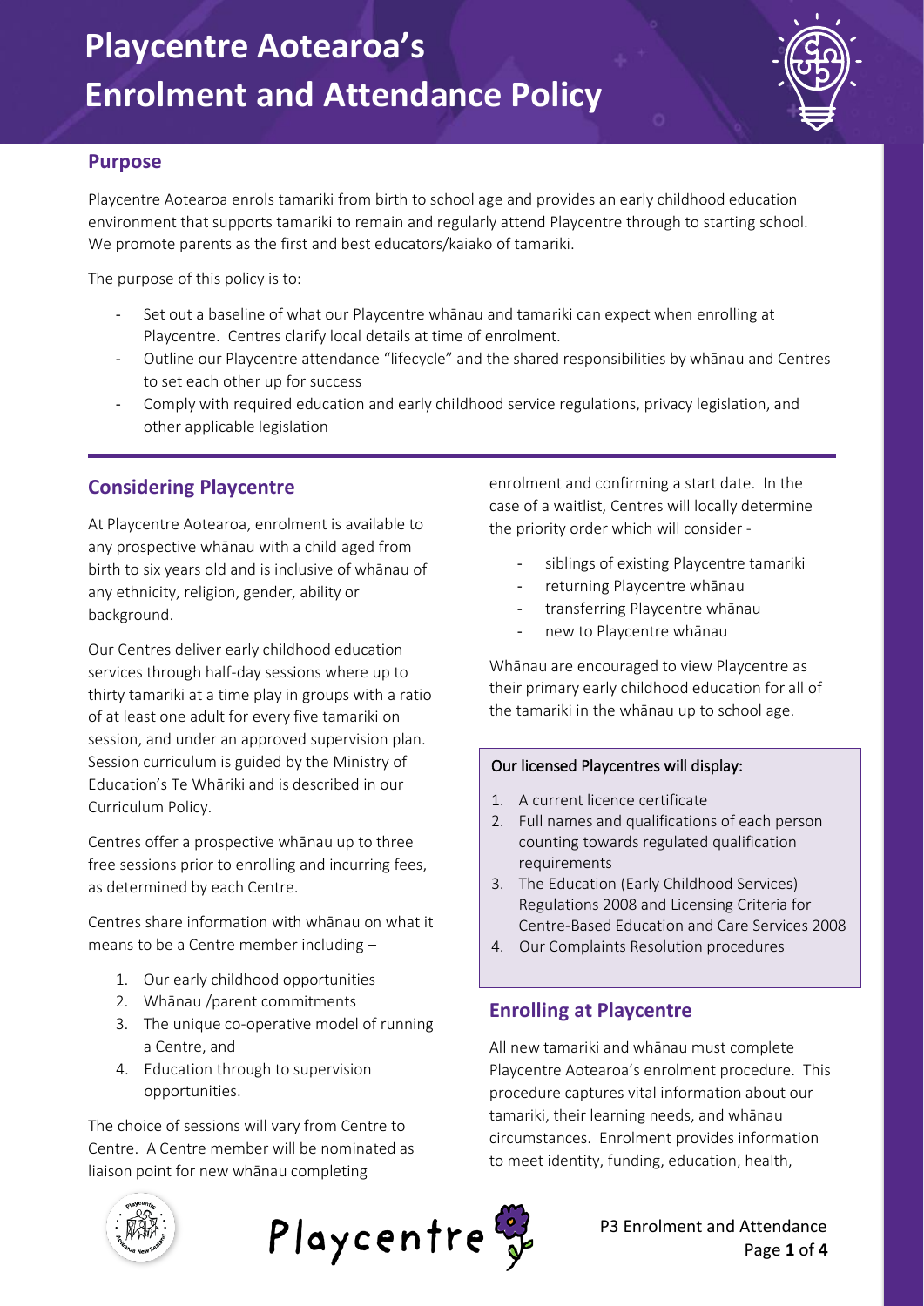# Playcentre Aotearoa's Enrolment and Attendance Policy

## Purpose

Playcentre Aotearoa enrols tamariki from birth to school age and provides an early childhood education environment that supports tamariki to remain and regularly attend Playcentre through to starting school. We promote parents as the first and best educators/kaiako of tamariki.

The purpose of this policy is to:

- Set out a baseline of what our Playcentre whānau and tamariki can expect when enrolling at Playcentre. Centres clarify local details at time of enrolment.
- Outline our Playcentre attendance "lifecycle" and the shared responsibilities by whānau and Centres to set each other up for success
- Comply with required education and early childhood service regulations, privacy legislation, and other applicable legislation

## Considering Playcentre

At Playcentre Aotearoa, enrolment is available to any prospective whānau with a child aged from birth to six years old and is inclusive of whānau of any ethnicity, religion, gender, ability or background.

Our Centres deliver early childhood education services through half-day sessions where up to thirty tamariki at a time play in groups with a ratio of at least one adult for every five tamariki on session, and under an approved supervision plan. Session curriculum is guided by the Ministry of Education's Te Whāriki and is described in our Curriculum Policy.

Centres offer a prospective whānau up to three free sessions prior to enrolling and incurring fees, as determined by each Centre.

Centres share information with whānau on what it means to be a Centre member including –

1. Our early childhood opportunities
2. Whānau /parent commitments
3. The unique co-operative model of running a Centre, and
4. Education through to supervision opportunities.

The choice of sessions will vary from Centre to Centre. A Centre member will be nominated as liaison point for new whānau completing enrolment and confirming a start date. In the case of a waitlist, Centres will locally determine the priority order which will consider -

- siblings of existing Playcentre tamariki
- returning Playcentre whānau
- transferring Playcentre whānau
- new to Playcentre whānau

Whānau are encouraged to view Playcentre as their primary early childhood education for all of the tamariki in the whānau up to school age.

**Our licensed Playcentres will display:**

1. A current licence certificate
2. Full names and qualifications of each person counting towards regulated qualification requirements
3. The Education (Early Childhood Services) Regulations 2008 and Licensing Criteria for Centre-Based Education and Care Services 2008
4. Our Complaints Resolution procedures

## Enrolling at Playcentre

All new tamariki and whānau must complete Playcentre Aotearoa's enrolment procedure. This procedure captures vital information about our tamariki, their learning needs, and whānau circumstances. Enrolment provides information to meet identity, funding, education, health,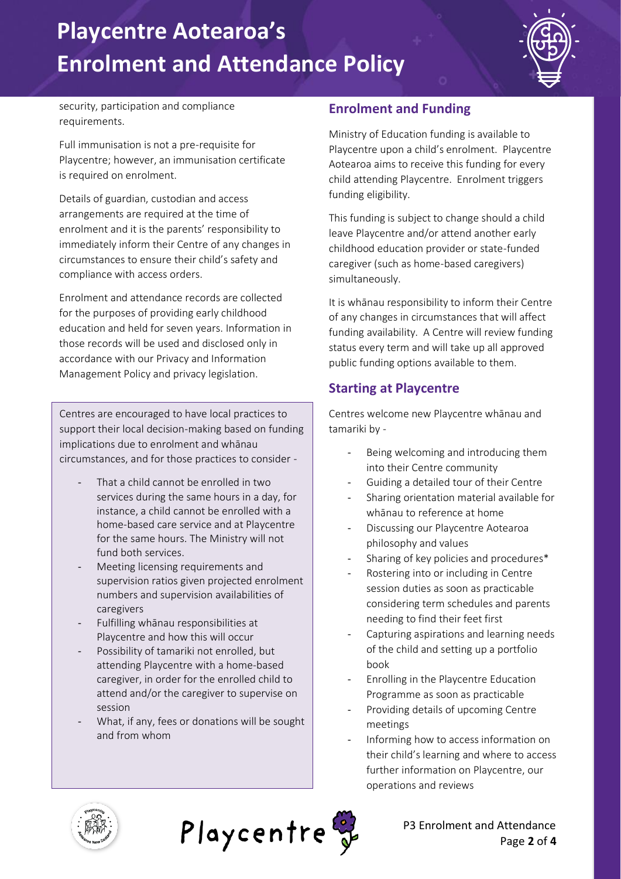security, participation and compliance requirements.

Full immunisation is not a pre-requisite for Playcentre; however, an immunisation certificate is required on enrolment.

Details of guardian, custodian and access arrangements are required at the time of enrolment and it is the parents' responsibility to immediately inform their Centre of any changes in circumstances to ensure their child's safety and compliance with access orders.

Enrolment and attendance records are collected for the purposes of providing early childhood education and held for seven years. Information in those records will be used and disclosed only in accordance with our Privacy and Information Management Policy and privacy legislation.

Centres are encouraged to have local practices to support their local decision-making based on funding implications due to enrolment and whānau circumstances, and for those practices to consider -

- That a child cannot be enrolled in two services during the same hours in a day, for instance, a child cannot be enrolled with a home-based care service and at Playcentre for the same hours. The Ministry will not fund both services.
- Meeting licensing requirements and supervision ratios given projected enrolment numbers and supervision availabilities of caregivers
- Fulfilling whānau responsibilities at Playcentre and how this will occur
- Possibility of tamariki not enrolled, but attending Playcentre with a home-based caregiver, in order for the enrolled child to attend and/or the caregiver to supervise on session
- What, if any, fees or donations will be sought and from whom

## Enrolment and Funding

Ministry of Education funding is available to Playcentre upon a child's enrolment. Playcentre Aotearoa aims to receive this funding for every child attending Playcentre. Enrolment triggers funding eligibility.

This funding is subject to change should a child leave Playcentre and/or attend another early childhood education provider or state-funded caregiver (such as home-based caregivers) simultaneously.

It is whānau responsibility to inform their Centre of any changes in circumstances that will affect funding availability. A Centre will review funding status every term and will take up all approved public funding options available to them.

## Starting at Playcentre

Centres welcome new Playcentre whānau and tamariki by -

- Being welcoming and introducing them into their Centre community
- Guiding a detailed tour of their Centre
- Sharing orientation material available for whānau to reference at home
- Discussing our Playcentre Aotearoa philosophy and values
- Sharing of key policies and procedures*
- Rostering into or including in Centre session duties as soon as practicable considering term schedules and parents needing to find their feet first
- Capturing aspirations and learning needs of the child and setting up a portfolio book
- Enrolling in the Playcentre Education Programme as soon as practicable
- Providing details of upcoming Centre meetings
- Informing how to access information on their child's learning and where to access further information on Playcentre, our operations and reviews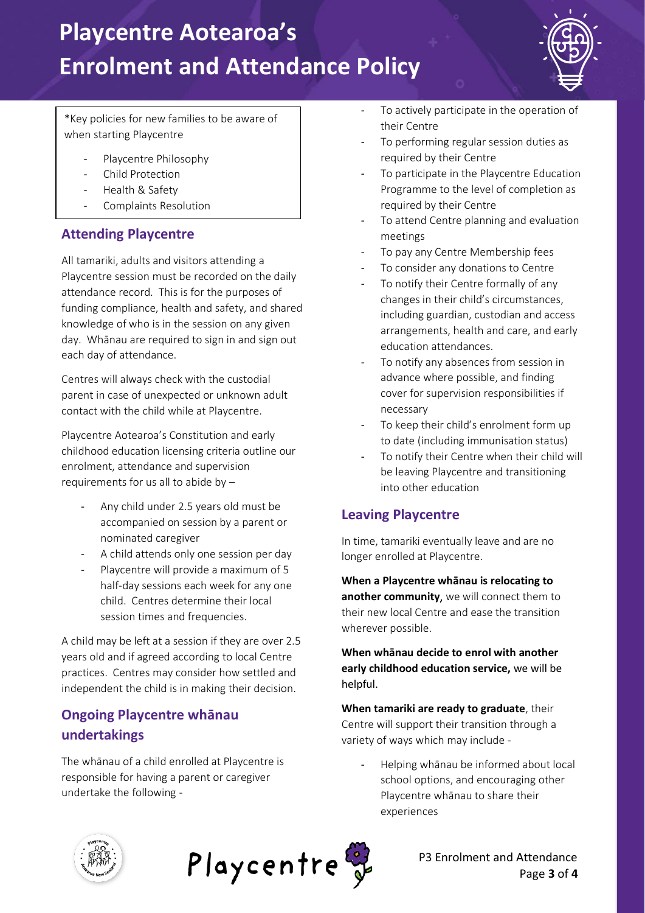# Playcentre Aotearoa's Enrolment and Attendance Policy

*Key policies for new families to be aware of when starting Playcentre

- Playcentre Philosophy
- Child Protection
- Health & Safety
- Complaints Resolution

## Attending Playcentre

All tamariki, adults and visitors attending a Playcentre session must be recorded on the daily attendance record. This is for the purposes of funding compliance, health and safety, and shared knowledge of who is in the session on any given day. Whānau are required to sign in and sign out each day of attendance.

Centres will always check with the custodial parent in case of unexpected or unknown adult contact with the child while at Playcentre.

Playcentre Aotearoa's Constitution and early childhood education licensing criteria outline our enrolment, attendance and supervision requirements for us all to abide by –

- Any child under 2.5 years old must be accompanied on session by a parent or nominated caregiver
- A child attends only one session per day
- Playcentre will provide a maximum of 5 half-day sessions each week for any one child. Centres determine their local session times and frequencies.

A child may be left at a session if they are over 2.5 years old and if agreed according to local Centre practices. Centres may consider how settled and independent the child is in making their decision.

## Ongoing Playcentre whānau undertakings

The whānau of a child enrolled at Playcentre is responsible for having a parent or caregiver undertake the following -

- To actively participate in the operation of their Centre
- To performing regular session duties as required by their Centre
- To participate in the Playcentre Education Programme to the level of completion as required by their Centre
- To attend Centre planning and evaluation meetings
- To pay any Centre Membership fees
- To consider any donations to Centre
- To notify their Centre formally of any changes in their child's circumstances, including guardian, custodian and access arrangements, health and care, and early education attendances.
- To notify any absences from session in advance where possible, and finding cover for supervision responsibilities if necessary
- To keep their child's enrolment form up to date (including immunisation status)
- To notify their Centre when their child will be leaving Playcentre and transitioning into other education

## Leaving Playcentre

In time, tamariki eventually leave and are no longer enrolled at Playcentre.

**When a Playcentre whānau is relocating to another community,** we will connect them to their new local Centre and ease the transition wherever possible.

**When whānau decide to enrol with another early childhood education service,** we will be helpful.

**When tamariki are ready to graduate**, their Centre will support their transition through a variety of ways which may include -

- Helping whānau be informed about local school options, and encouraging other Playcentre whānau to share their experiences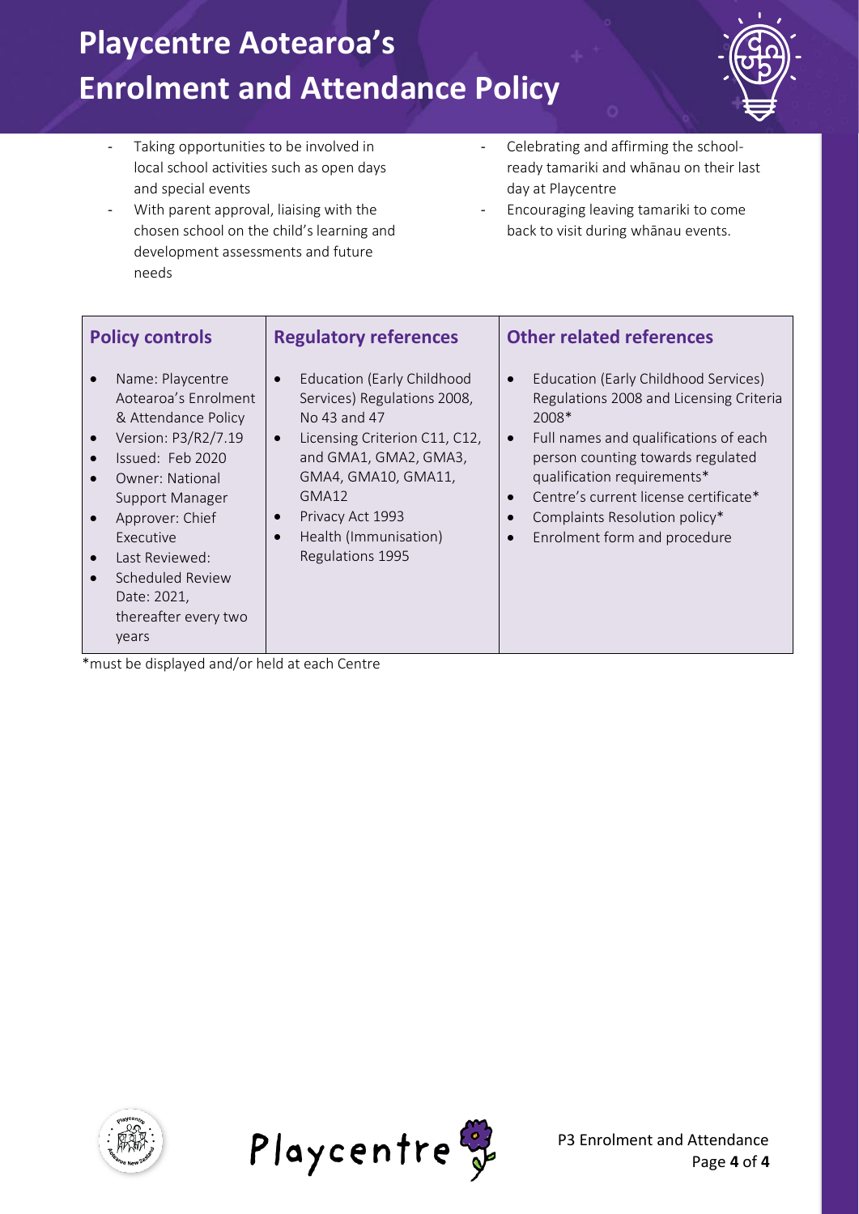- Taking opportunities to be involved in local school activities such as open days and special events
- With parent approval, liaising with the chosen school on the child's learning and development assessments and future needs
- Celebrating and affirming the school-ready tamariki and whānau on their last day at Playcentre
- Encouraging leaving tamariki to come back to visit during whānau events.

| Policy controls | Regulatory references | Other related references |
|---|---|---|
| • Name: Playcentre Aotearoa's Enrolment & Attendance Policy<br>• Version: P3/R2/7.19<br>• Issued: Feb 2020<br>• Owner: National Support Manager<br>• Approver: Chief Executive<br>• Last Reviewed:<br>• Scheduled Review Date: 2021, thereafter every two years | • Education (Early Childhood Services) Regulations 2008, No 43 and 47<br>• Licensing Criterion C11, C12, and GMA1, GMA2, GMA3, GMA4, GMA10, GMA11, GMA12<br>• Privacy Act 1993<br>• Health (Immunisation) Regulations 1995 | • Education (Early Childhood Services) Regulations 2008 and Licensing Criteria 2008*<br>• Full names and qualifications of each person counting towards regulated qualification requirements*<br>• Centre's current license certificate*<br>• Complaints Resolution policy*<br>• Enrolment form and procedure |

*must be displayed and/or held at each Centre